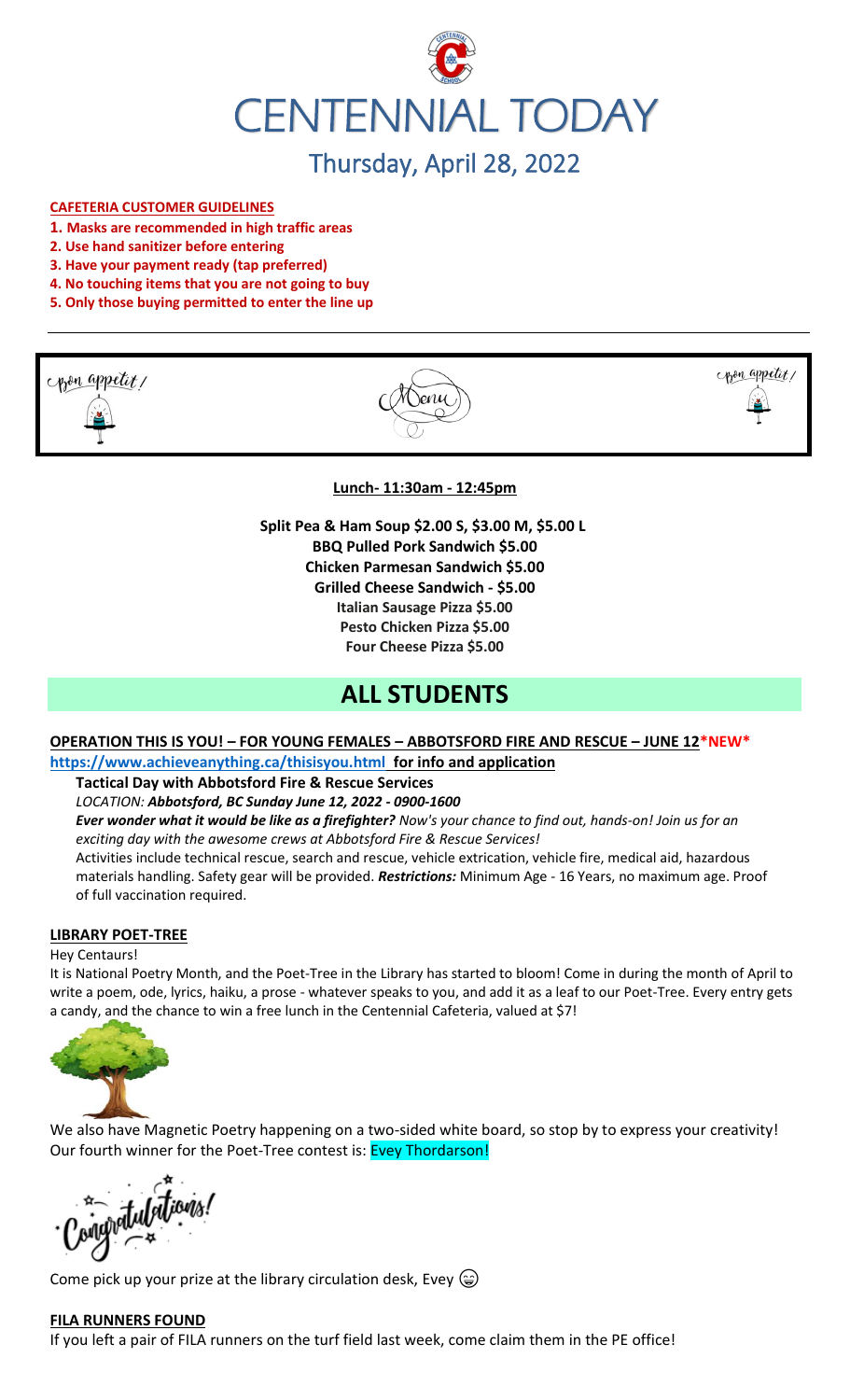# CENTENNIAL TODAY

## Thursday, April 28, 2022

**CAFETERIA CUSTOMER GUIDELINES**

1. **Masks are recommended in high traffic areas**
2. **Use hand sanitizer before entering**
3. **Have your payment ready (tap preferred)**
4. **No touching items that you are not going to buy**
5. **Only those buying permitted to enter the line up**

Bon appetit! Menu Bon appetit!

**Lunch- 11:30am - 12:45pm**

**Split Pea & Ham Soup $2.00 S, $3.00 M, $5.00 L**
**BBQ Pulled Pork Sandwich $5.00**
**Chicken Parmesan Sandwich $5.00**
**Grilled Cheese Sandwich - $5.00**
**Italian Sausage Pizza $5.00**
**Pesto Chicken Pizza $5.00**
**Four Cheese Pizza $5.00**

# ALL STUDENTS

**OPERATION THIS IS YOU! – FOR YOUNG FEMALES – ABBOTSFORD FIRE AND RESCUE – JUNE 12*NEW***
**https://www.achieveanything.ca/thisisyou.html for info and application**

**Tactical Day with Abbotsford Fire & Rescue Services**

*LOCATION: **Abbotsford, BC Sunday June 12, 2022 - 0900-1600***

***Ever wonder what it would be like as a firefighter?** Now's your chance to find out, hands-on! Join us for an exciting day with the awesome crews at Abbotsford Fire & Rescue Services!*

Activities include technical rescue, search and rescue, vehicle extrication, vehicle fire, medical aid, hazardous materials handling. Safety gear will be provided. ***Restrictions:*** Minimum Age - 16 Years, no maximum age. Proof of full vaccination required.

**LIBRARY POET-TREE**

Hey Centaurs!

It is National Poetry Month, and the Poet-Tree in the Library has started to bloom! Come in during the month of April to write a poem, ode, lyrics, haiku, a prose - whatever speaks to you, and add it as a leaf to our Poet-Tree. Every entry gets a candy, and the chance to win a free lunch in the Centennial Cafeteria, valued at $7!

We also have Magnetic Poetry happening on a two-sided white board, so stop by to express your creativity! Our fourth winner for the Poet-Tree contest is: Evey Thordarson!

Congratulations!

Come pick up your prize at the library circulation desk, Evey 😊

**FILA RUNNERS FOUND**

If you left a pair of FILA runners on the turf field last week, come claim them in the PE office!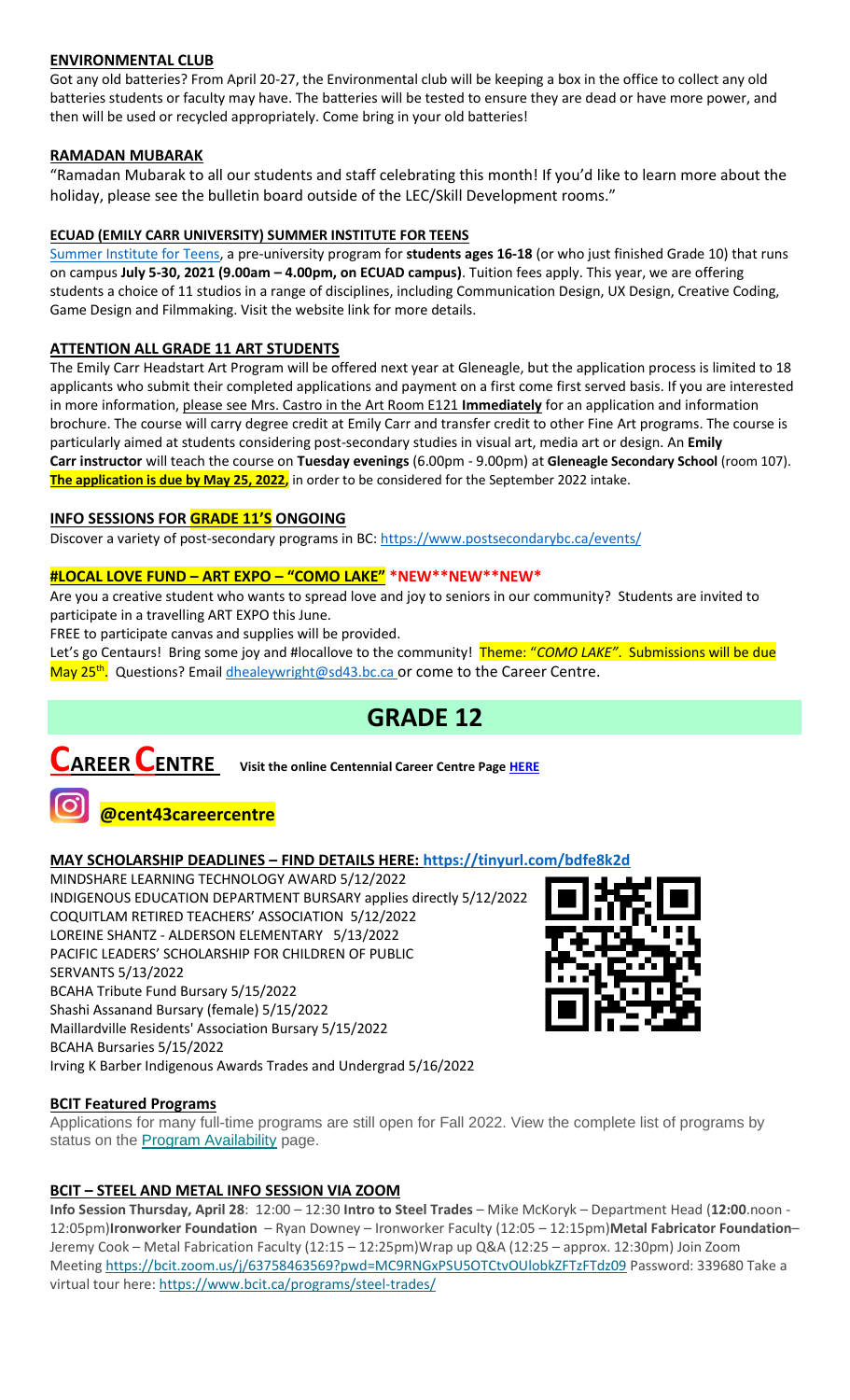### ENVIRONMENTAL CLUB

Got any old batteries? From April 20-27, the Environmental club will be keeping a box in the office to collect any old batteries students or faculty may have. The batteries will be tested to ensure they are dead or have more power, and then will be used or recycled appropriately. Come bring in your old batteries!

### RAMADAN MUBARAK

"Ramadan Mubarak to all our students and staff celebrating this month! If you'd like to learn more about the holiday, please see the bulletin board outside of the LEC/Skill Development rooms."

### ECUAD (EMILY CARR UNIVERSITY) SUMMER INSTITUTE FOR TEENS

Summer Institute for Teens, a pre-university program for **students ages 16-18** (or who just finished Grade 10) that runs on campus **July 5-30, 2021 (9.00am – 4.00pm, on ECUAD campus)**. Tuition fees apply. This year, we are offering students a choice of 11 studios in a range of disciplines, including Communication Design, UX Design, Creative Coding, Game Design and Filmmaking. Visit the website link for more details.

### ATTENTION ALL GRADE 11 ART STUDENTS

The Emily Carr Headstart Art Program will be offered next year at Gleneagle, but the application process is limited to 18 applicants who submit their completed applications and payment on a first come first served basis. If you are interested in more information, please see Mrs. Castro in the Art Room E121 **Immediately** for an application and information brochure. The course will carry degree credit at Emily Carr and transfer credit to other Fine Art programs. The course is particularly aimed at students considering post-secondary studies in visual art, media art or design. An **Emily Carr instructor** will teach the course on **Tuesday evenings** (6.00pm - 9.00pm) at **Gleneagle Secondary School** (room 107). **The application is due by May 25, 2022,** in order to be considered for the September 2022 intake.

### INFO SESSIONS FOR GRADE 11'S ONGOING

Discover a variety of post-secondary programs in BC: https://www.postsecondarybc.ca/events/

### #LOCAL LOVE FUND – ART EXPO – "COMO LAKE" \*NEW\*\*NEW\*\*NEW\*

Are you a creative student who wants to spread love and joy to seniors in our community? Students are invited to participate in a travelling ART EXPO this June.

FREE to participate canvas and supplies will be provided.

Let's go Centaurs! Bring some joy and #locallove to the community! Theme: "*COMO LAKE"*. Submissions will be due May 25th. Questions? Email dhealeywright@sd43.bc.ca or come to the Career Centre.

# GRADE 12

## CAREER CENTRE

Visit the online Centennial Career Centre Page HERE

**@cent43careercentre**

### MAY SCHOLARSHIP DEADLINES – FIND DETAILS HERE: https://tinyurl.com/bdfe8k2d

MINDSHARE LEARNING TECHNOLOGY AWARD 5/12/2022
INDIGENOUS EDUCATION DEPARTMENT BURSARY applies directly 5/12/2022
COQUITLAM RETIRED TEACHERS' ASSOCIATION 5/12/2022
LOREINE SHANTZ - ALDERSON ELEMENTARY 5/13/2022
PACIFIC LEADERS' SCHOLARSHIP FOR CHILDREN OF PUBLIC SERVANTS 5/13/2022
BCAHA Tribute Fund Bursary 5/15/2022
Shashi Assanand Bursary (female) 5/15/2022
Maillardville Residents' Association Bursary 5/15/2022
BCAHA Bursaries 5/15/2022
Irving K Barber Indigenous Awards Trades and Undergrad 5/16/2022

### BCIT Featured Programs

Applications for many full-time programs are still open for Fall 2022. View the complete list of programs by status on the Program Availability page.

### BCIT – STEEL AND METAL INFO SESSION VIA ZOOM

**Info Session Thursday, April 28**: 12:00 – 12:30 **Intro to Steel Trades** – Mike McKoryk – Department Head (**12:00**.noon - 12:05pm)**Ironworker Foundation** – Ryan Downey – Ironworker Faculty (12:05 – 12:15pm)**Metal Fabricator Foundation**– Jeremy Cook – Metal Fabrication Faculty (12:15 – 12:25pm)Wrap up Q&A (12:25 – approx. 12:30pm) Join Zoom Meeting https://bcit.zoom.us/j/63758463569?pwd=MC9RNGxPSU5OTCtvOUlobkZFTzFTdz09 Password: 339680 Take a virtual tour here: https://www.bcit.ca/programs/steel-trades/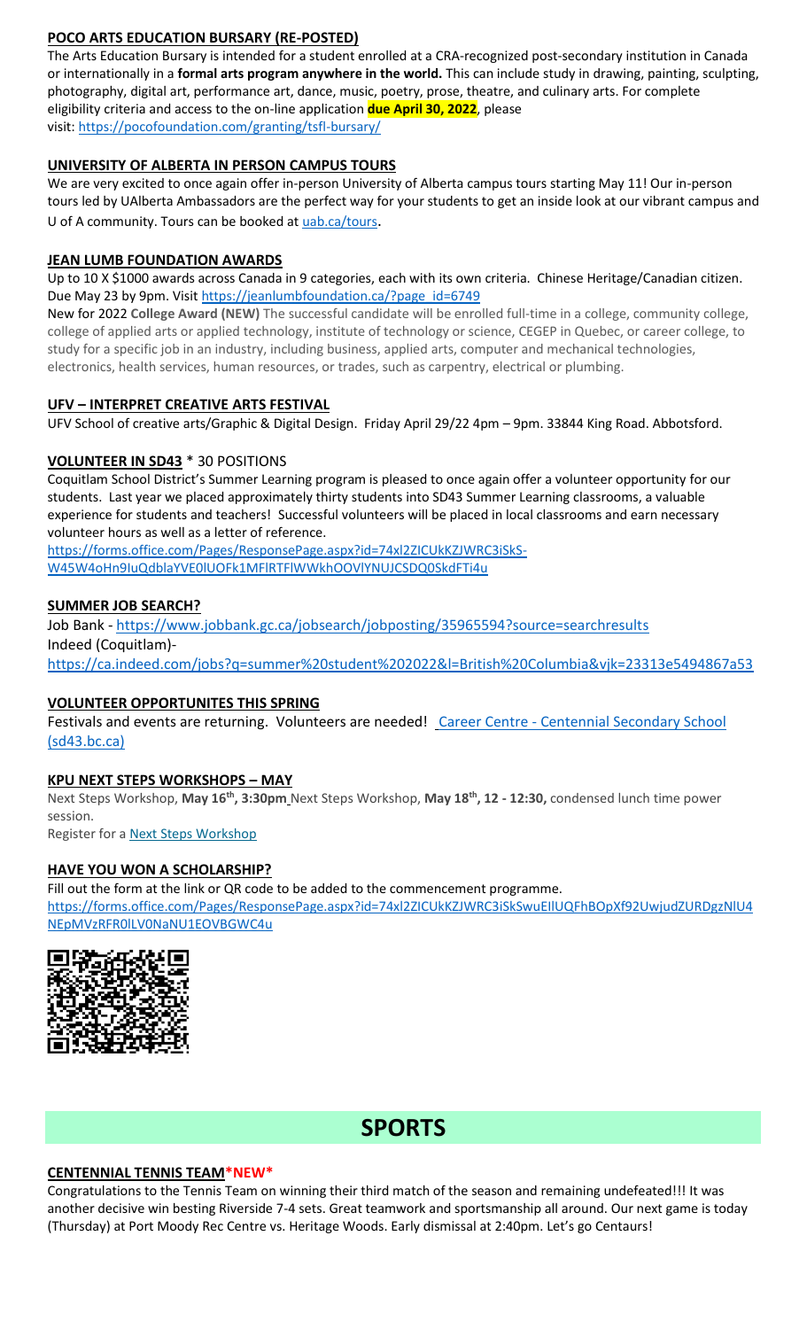### POCO ARTS EDUCATION BURSARY (RE-POSTED)

The Arts Education Bursary is intended for a student enrolled at a CRA-recognized post-secondary institution in Canada or internationally in a **formal arts program anywhere in the world.** This can include study in drawing, painting, sculpting, photography, digital art, performance art, dance, music, poetry, prose, theatre, and culinary arts. For complete eligibility criteria and access to the on-line application **due April 30, 2022**, please visit: https://pocofoundation.com/granting/tsfl-bursary/

### UNIVERSITY OF ALBERTA IN PERSON CAMPUS TOURS

We are very excited to once again offer in-person University of Alberta campus tours starting May 11! Our in-person tours led by UAlberta Ambassadors are the perfect way for your students to get an inside look at our vibrant campus and U of A community. Tours can be booked at uab.ca/tours.

### JEAN LUMB FOUNDATION AWARDS

Up to 10 X $1000 awards across Canada in 9 categories, each with its own criteria. Chinese Heritage/Canadian citizen. Due May 23 by 9pm. Visit https://jeanlumbfoundation.ca/?page_id=6749

New for 2022 **College Award (NEW)** The successful candidate will be enrolled full-time in a college, community college, college of applied arts or applied technology, institute of technology or science, CEGEP in Quebec, or career college, to study for a specific job in an industry, including business, applied arts, computer and mechanical technologies, electronics, health services, human resources, or trades, such as carpentry, electrical or plumbing.

### UFV – INTERPRET CREATIVE ARTS FESTIVAL

UFV School of creative arts/Graphic & Digital Design. Friday April 29/22 4pm – 9pm. 33844 King Road. Abbotsford.

### VOLUNTEER IN SD43 * 30 POSITIONS

Coquitlam School District's Summer Learning program is pleased to once again offer a volunteer opportunity for our students. Last year we placed approximately thirty students into SD43 Summer Learning classrooms, a valuable experience for students and teachers! Successful volunteers will be placed in local classrooms and earn necessary volunteer hours as well as a letter of reference.

https://forms.office.com/Pages/ResponsePage.aspx?id=74xl2ZICUkKZJWRC3iSkS-W45W4oHn9IuQdblaYVE0lUOFk1MFlRTFlWWkhOOVlYNUJCSDQ0SkdFTi4u

### SUMMER JOB SEARCH?

Job Bank - https://www.jobbank.gc.ca/jobsearch/jobposting/35965594?source=searchresults

Indeed (Coquitlam)- https://ca.indeed.com/jobs?q=summer%20student%202022&l=British%20Columbia&vjk=23313e5494867a53

### VOLUNTEER OPPORTUNITES THIS SPRING

Festivals and events are returning. Volunteers are needed! Career Centre - Centennial Secondary School (sd43.bc.ca)

### KPU NEXT STEPS WORKSHOPS – MAY

Next Steps Workshop, **May 16th, 3:30pm** Next Steps Workshop, **May 18th, 12 - 12:30,** condensed lunch time power session.

Register for a Next Steps Workshop

### HAVE YOU WON A SCHOLARSHIP?

Fill out the form at the link or QR code to be added to the commencement programme.
https://forms.office.com/Pages/ResponsePage.aspx?id=74xl2ZICUkKZJWRC3iSkSwuEIlUQFhBOpXf92UwjudZURDgzNlU4NEpMVzRFR0lLV0NaNU1EOVBGWC4u

# SPORTS

### CENTENNIAL TENNIS TEAM*NEW*

Congratulations to the Tennis Team on winning their third match of the season and remaining undefeated!!! It was another decisive win besting Riverside 7-4 sets. Great teamwork and sportsmanship all around. Our next game is today (Thursday) at Port Moody Rec Centre vs. Heritage Woods. Early dismissal at 2:40pm. Let's go Centaurs!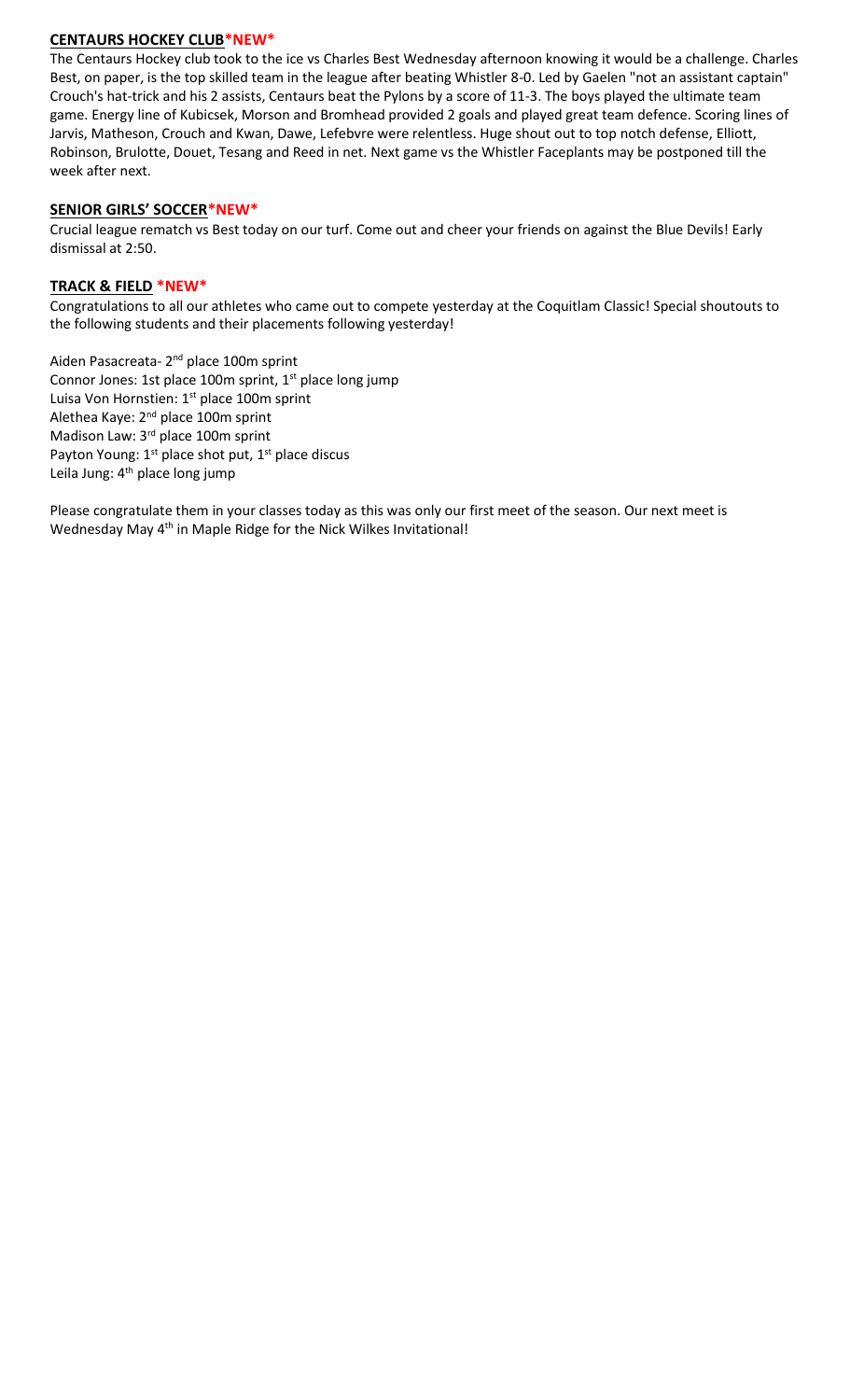## CENTAURS HOCKEY CLUB*NEW*

The Centaurs Hockey club took to the ice vs Charles Best Wednesday afternoon knowing it would be a challenge. Charles Best, on paper, is the top skilled team in the league after beating Whistler 8-0. Led by Gaelen "not an assistant captain" Crouch's hat-trick and his 2 assists, Centaurs beat the Pylons by a score of 11-3. The boys played the ultimate team game. Energy line of Kubicsek, Morson and Bromhead provided 2 goals and played great team defence. Scoring lines of Jarvis, Matheson, Crouch and Kwan, Dawe, Lefebvre were relentless. Huge shout out to top notch defense, Elliott, Robinson, Brulotte, Douet, Tesang and Reed in net. Next game vs the Whistler Faceplants may be postponed till the week after next.

## SENIOR GIRLS' SOCCER*NEW*

Crucial league rematch vs Best today on our turf. Come out and cheer your friends on against the Blue Devils! Early dismissal at 2:50.

## TRACK & FIELD *NEW*

Congratulations to all our athletes who came out to compete yesterday at the Coquitlam Classic! Special shoutouts to the following students and their placements following yesterday!

Aiden Pasacreata- 2nd place 100m sprint
Connor Jones: 1st place 100m sprint, 1st place long jump
Luisa Von Hornstien: 1st place 100m sprint
Alethea Kaye: 2nd place 100m sprint
Madison Law: 3rd place 100m sprint
Payton Young: 1st place shot put, 1st place discus
Leila Jung: 4th place long jump

Please congratulate them in your classes today as this was only our first meet of the season. Our next meet is Wednesday May 4th in Maple Ridge for the Nick Wilkes Invitational!